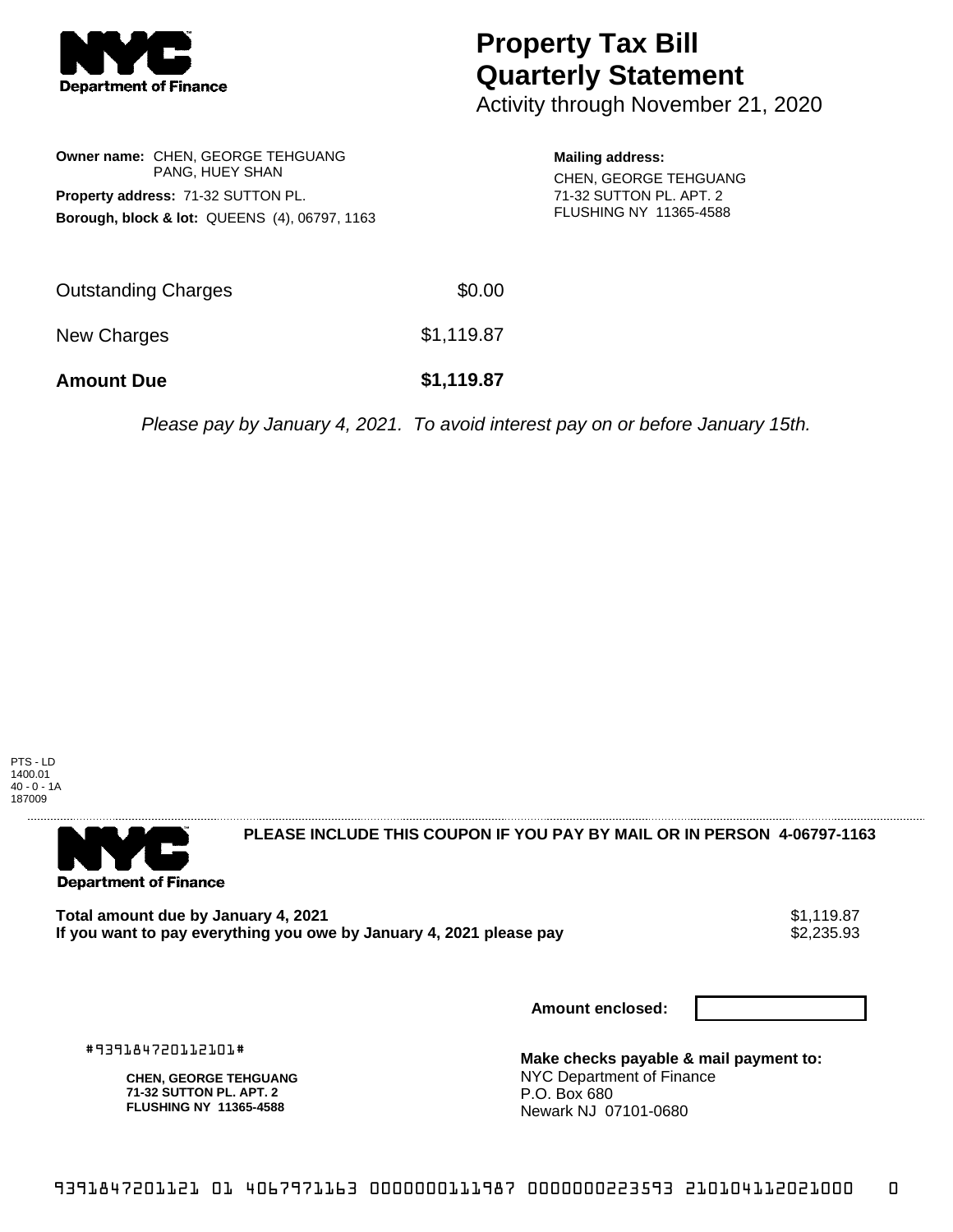**Department of Finance**

# Property Tax Bill Quarterly Statement

Activity through November 21, 2020

**Owner name:** CHEN, GEORGE TEHGUANG
PANG, HUEY SHAN

**Property address:** 71-32 SUTTON PL.

**Borough, block & lot:** QUEENS (4), 06797, 1163

**Mailing address:**
CHEN, GEORGE TEHGUANG
71-32 SUTTON PL. APT. 2
FLUSHING NY 11365-4588

| | |
|---|---|
| Outstanding Charges | $0.00 |
| New Charges | $1,119.87 |
| **Amount Due** | **$1,119.87** |

*Please pay by January 4, 2021. To avoid interest pay on or before January 15th.*

PTS - LD
1400.01
40 - 0 - 1A
187009

---

**Department of Finance**

**PLEASE INCLUDE THIS COUPON IF YOU PAY BY MAIL OR IN PERSON 4-06797-1163**

| | |
|---|---|
| **Total amount due by January 4, 2021** | $1,119.87 |
| **If you want to pay everything you owe by January 4, 2021 please pay** | $2,235.93 |

**Amount enclosed:**

#939184720112101#

**CHEN, GEORGE TEHGUANG**
**71-32 SUTTON PL. APT. 2**
**FLUSHING NY 11365-4588**

**Make checks payable & mail payment to:**
NYC Department of Finance
P.O. Box 680
Newark NJ 07101-0680

9391847201121 01 4067971163 0000000111987 0000000223593 210104112021000 0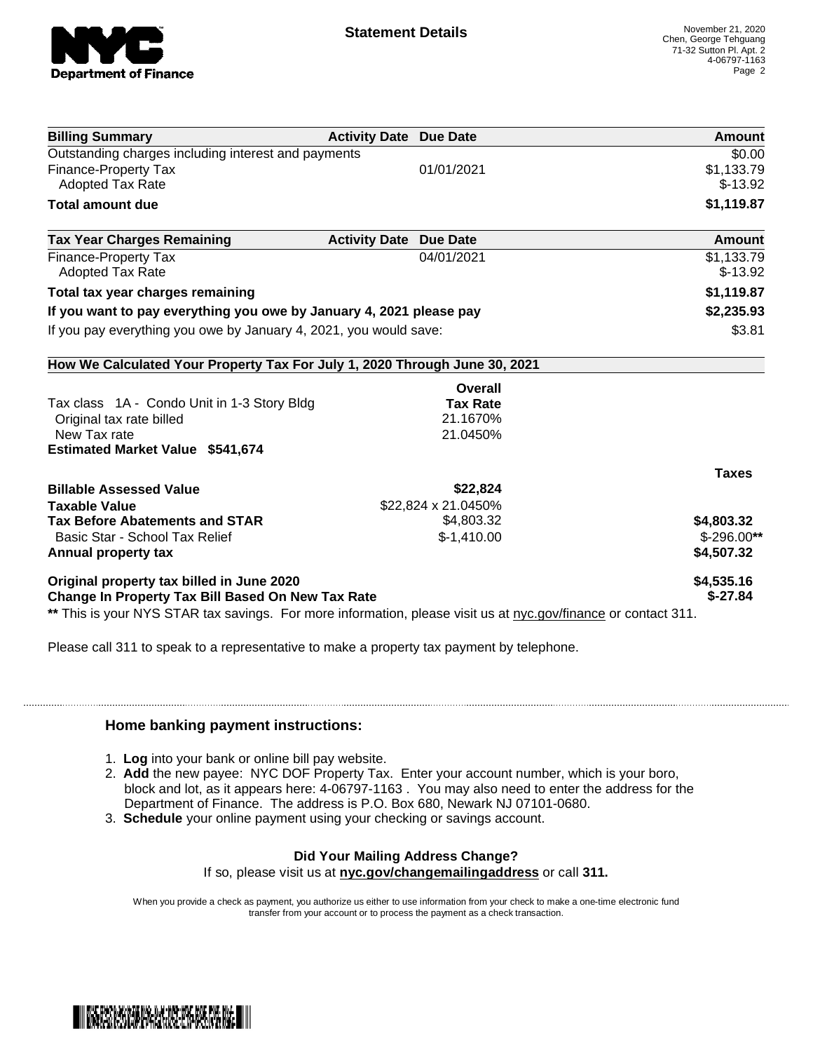**NYC Department of Finance**

## Statement Details

November 21, 2020
Chen, George Tehguang
71-32 Sutton Pl. Apt. 2
4-06797-1163

| Billing Summary | Activity Date | Due Date | Amount |
|---|---|---|---|
| Outstanding charges including interest and payments | | | $0.00 |
| Finance-Property Tax | | 01/01/2021 | $1,133.79 |
| Adopted Tax Rate | | | $-13.92 |
| **Total amount due** | | | **$1,119.87** |

| Tax Year Charges Remaining | Activity Date | Due Date | Amount |
|---|---|---|---|
| Finance-Property Tax | | 04/01/2021 | $1,133.79 |
| Adopted Tax Rate | | | $-13.92 |
| **Total tax year charges remaining** | | | **$1,119.87** |
| **If you want to pay everything you owe by January 4, 2021 please pay** | | | **$2,235.93** |
| If you pay everything you owe by January 4, 2021, you would save: | | | $3.81 |

### How We Calculated Your Property Tax For July 1, 2020 Through June 30, 2021

| | Overall Tax Rate | |
|---|---|---|
| Tax class 1A - Condo Unit in 1-3 Story Bldg | | |
| Original tax rate billed | 21.1670% | |
| New Tax rate | 21.0450% | |
| **Estimated Market Value $541,674** | | |

| | | Taxes |
|---|---|---|
| **Billable Assessed Value** | **$22,824** | |
| **Taxable Value** | $22,824 x 21.0450% | |
| **Tax Before Abatements and STAR** | $4,803.32 | **$4,803.32** |
| Basic Star - School Tax Relief | $-1,410.00 | $-296.00** |
| **Annual property tax** | | **$4,507.32** |
| **Original property tax billed in June 2020** | | **$4,535.16** |
| **Change In Property Tax Bill Based On New Tax Rate** | | **$-27.84** |

** This is your NYS STAR tax savings. For more information, please visit us at nyc.gov/finance or contact 311.

Please call 311 to speak to a representative to make a property tax payment by telephone.

### Home banking payment instructions:

1. **Log** into your bank or online bill pay website.
2. **Add** the new payee: NYC DOF Property Tax. Enter your account number, which is your boro, block and lot, as it appears here: 4-06797-1163 . You may also need to enter the address for the Department of Finance. The address is P.O. Box 680, Newark NJ 07101-0680.
3. **Schedule** your online payment using your checking or savings account.

**Did Your Mailing Address Change?**
If so, please visit us at **nyc.gov/changemailingaddress** or call **311.**

When you provide a check as payment, you authorize us either to use information from your check to make a one-time electronic fund transfer from your account or to process the payment as a check transaction.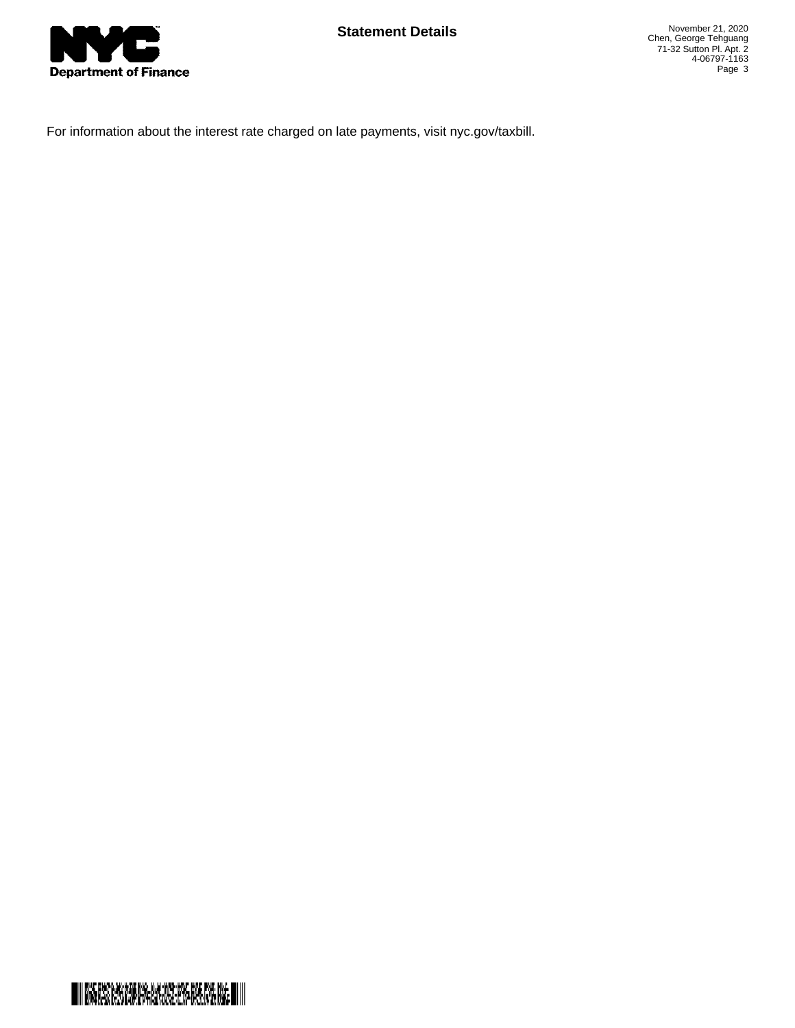For information about the interest rate charged on late payments, visit nyc.gov/taxbill.